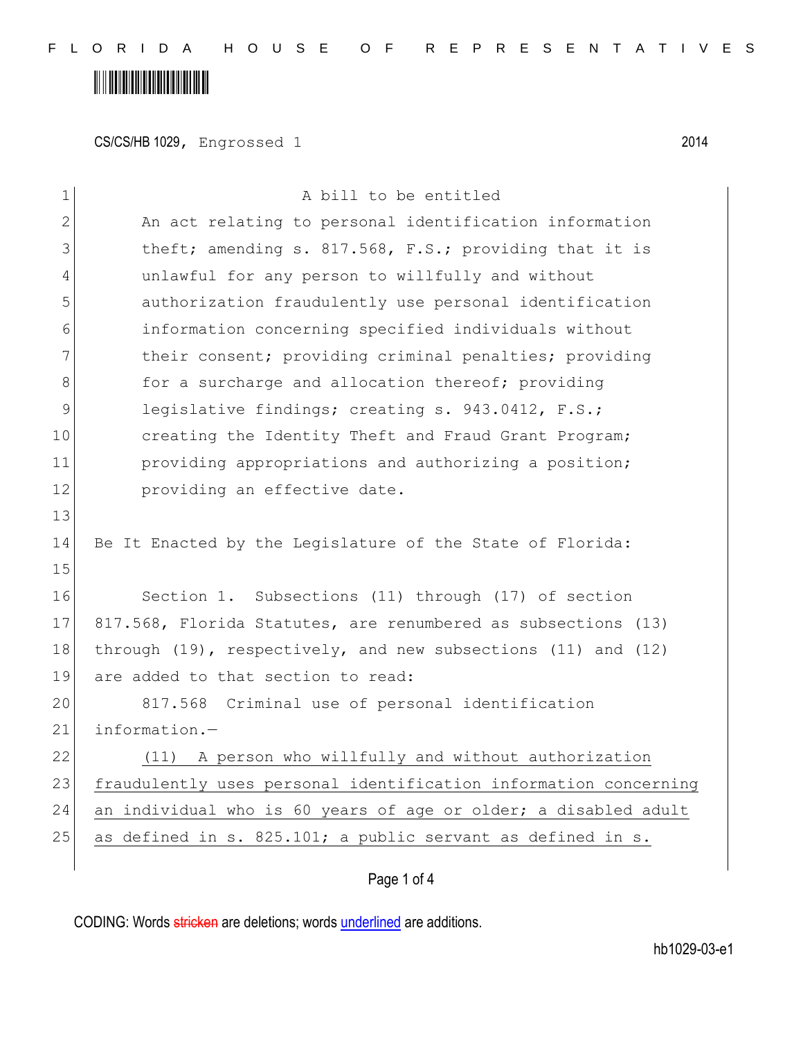CS/CS/HB 1029, Engrossed 1 2014

A bill to be entitled

An act relating to personal identification information theft; amending s. 817.568, F.S.; providing that it is unlawful for any person to willfully and without authorization fraudulently use personal identification information concerning specified individuals without their consent; providing criminal penalties; providing for a surcharge and allocation thereof; providing legislative findings; creating s. 943.0412, F.S.; creating the Identity Theft and Fraud Grant Program; providing appropriations and authorizing a position; providing an effective date.

Be It Enacted by the Legislature of the State of Florida:

Section 1. Subsections (11) through (17) of section 817.568, Florida Statutes, are renumbered as subsections (13) through (19), respectively, and new subsections (11) and (12) are added to that section to read:

817.568 Criminal use of personal identification information.—

<u>(11) A person who willfully and without authorization fraudulently uses personal identification information concerning an individual who is 60 years of age or older; a disabled adult as defined in s. 825.101; a public servant as defined in s.</u>

CODING: Words ~~stricken~~ are deletions; words <u>underlined</u> are additions.

hb1029-03-e1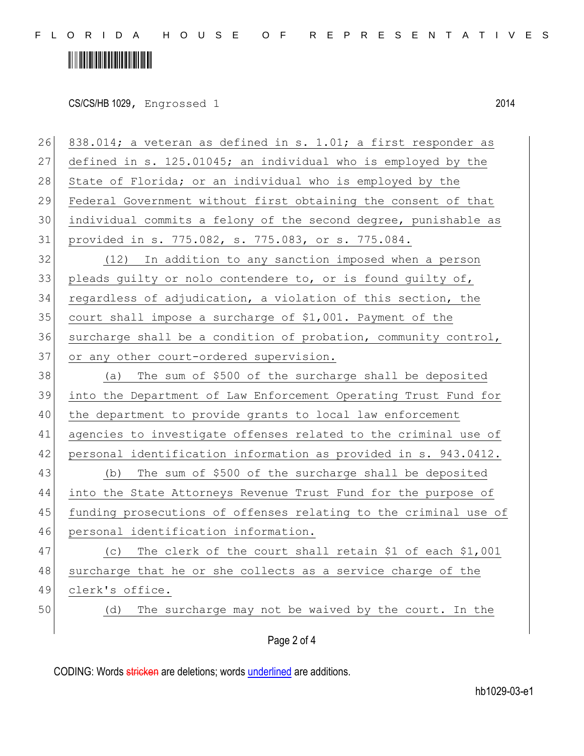CS/CS/HB 1029, Engrossed 1 2014

838.014; a veteran as defined in s. 1.01; a first responder as defined in s. 125.01045; an individual who is employed by the State of Florida; or an individual who is employed by the Federal Government without first obtaining the consent of that individual commits a felony of the second degree, punishable as provided in s. 775.082, s. 775.083, or s. 775.084.

(12) In addition to any sanction imposed when a person pleads guilty or nolo contendere to, or is found guilty of, regardless of adjudication, a violation of this section, the court shall impose a surcharge of $1,001. Payment of the surcharge shall be a condition of probation, community control, or any other court-ordered supervision.

(a) The sum of $500 of the surcharge shall be deposited into the Department of Law Enforcement Operating Trust Fund for the department to provide grants to local law enforcement agencies to investigate offenses related to the criminal use of personal identification information as provided in s. 943.0412.

(b) The sum of $500 of the surcharge shall be deposited into the State Attorneys Revenue Trust Fund for the purpose of funding prosecutions of offenses relating to the criminal use of personal identification information.

(c) The clerk of the court shall retain $1 of each $1,001 surcharge that he or she collects as a service charge of the clerk's office.

(d) The surcharge may not be waived by the court. In the

CODING: Words stricken are deletions; words underlined are additions.

hb1029-03-e1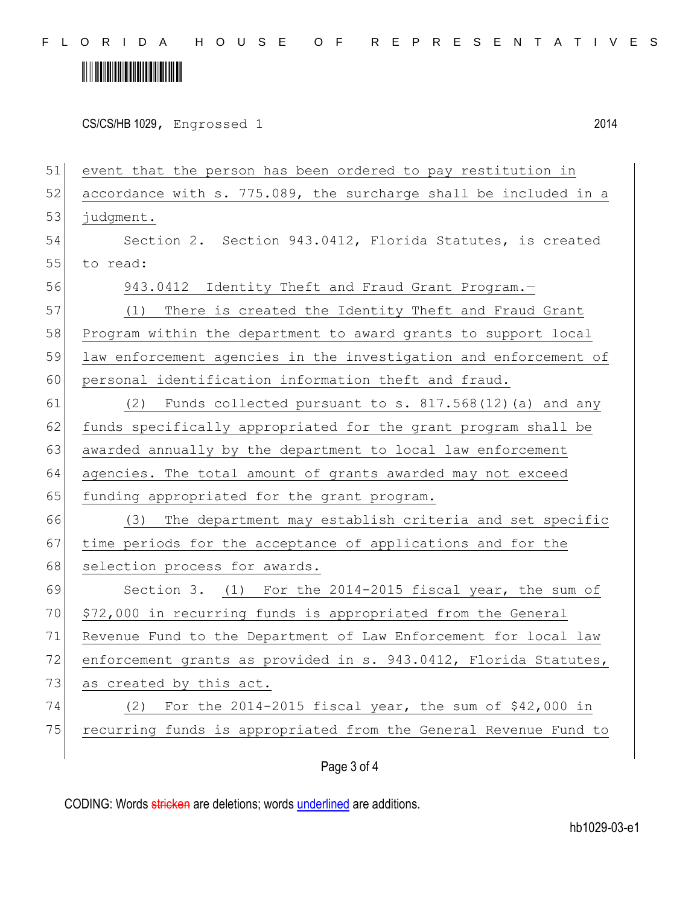event that the person has been ordered to pay restitution in accordance with s. 775.089, the surcharge shall be included in a judgment.

Section 2. Section 943.0412, Florida Statutes, is created to read:

943.0412 Identity Theft and Fraud Grant Program.—

(1) There is created the Identity Theft and Fraud Grant Program within the department to award grants to support local law enforcement agencies in the investigation and enforcement of personal identification information theft and fraud.

(2) Funds collected pursuant to s. 817.568(12)(a) and any funds specifically appropriated for the grant program shall be awarded annually by the department to local law enforcement agencies. The total amount of grants awarded may not exceed funding appropriated for the grant program.

(3) The department may establish criteria and set specific time periods for the acceptance of applications and for the selection process for awards.

Section 3. (1) For the 2014-2015 fiscal year, the sum of $72,000 in recurring funds is appropriated from the General Revenue Fund to the Department of Law Enforcement for local law enforcement grants as provided in s. 943.0412, Florida Statutes, as created by this act.

(2) For the 2014-2015 fiscal year, the sum of $42,000 in recurring funds is appropriated from the General Revenue Fund to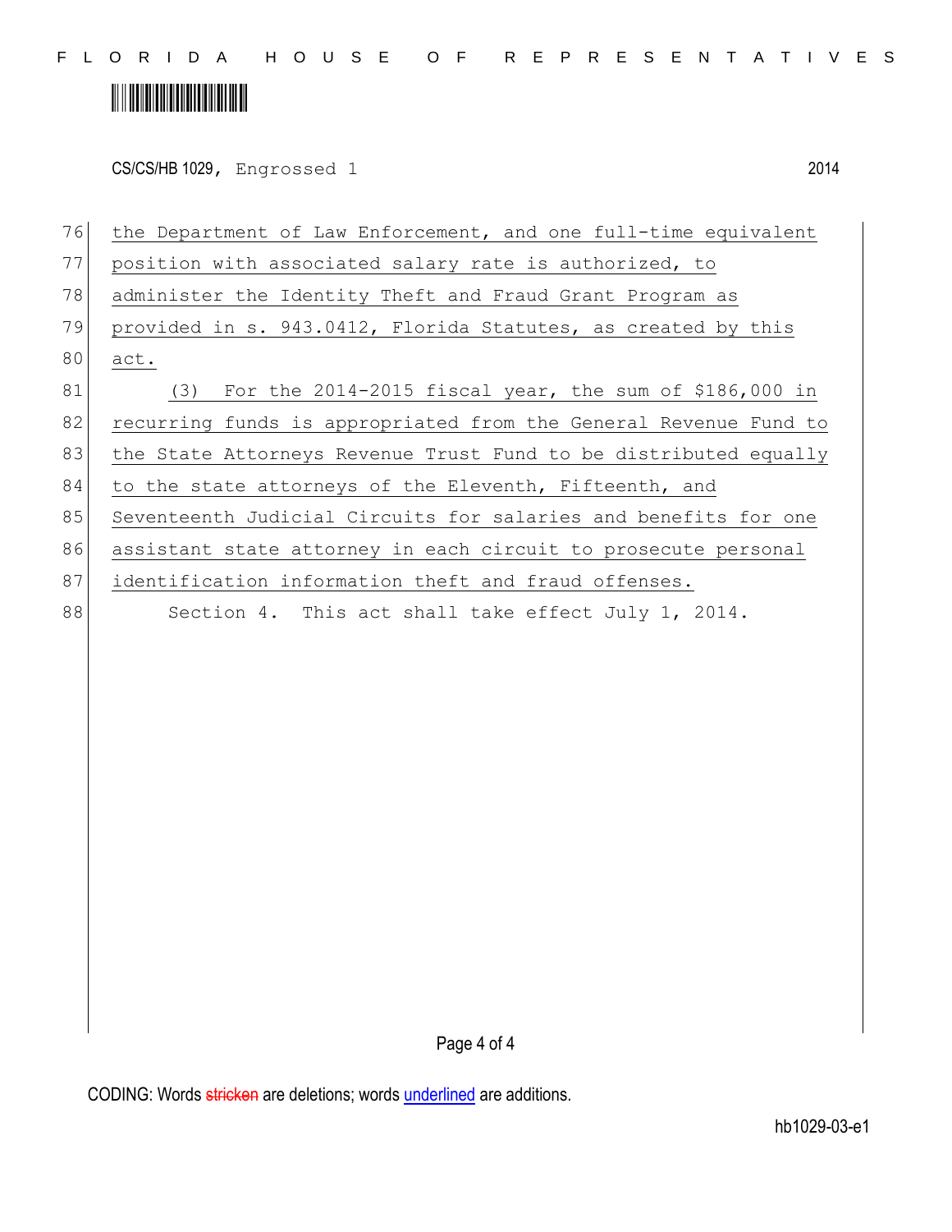CS/CS/HB 1029, Engrossed 1 2014

76 the Department of Law Enforcement, and one full-time equivalent
77 position with associated salary rate is authorized, to
78 administer the Identity Theft and Fraud Grant Program as
79 provided in s. 943.0412, Florida Statutes, as created by this
80 act.
81 (3) For the 2014-2015 fiscal year, the sum of $186,000 in
82 recurring funds is appropriated from the General Revenue Fund to
83 the State Attorneys Revenue Trust Fund to be distributed equally
84 to the state attorneys of the Eleventh, Fifteenth, and
85 Seventeenth Judicial Circuits for salaries and benefits for one
86 assistant state attorney in each circuit to prosecute personal
87 identification information theft and fraud offenses.
88 Section 4. This act shall take effect July 1, 2014.

CODING: Words stricken are deletions; words underlined are additions.

hb1029-03-e1